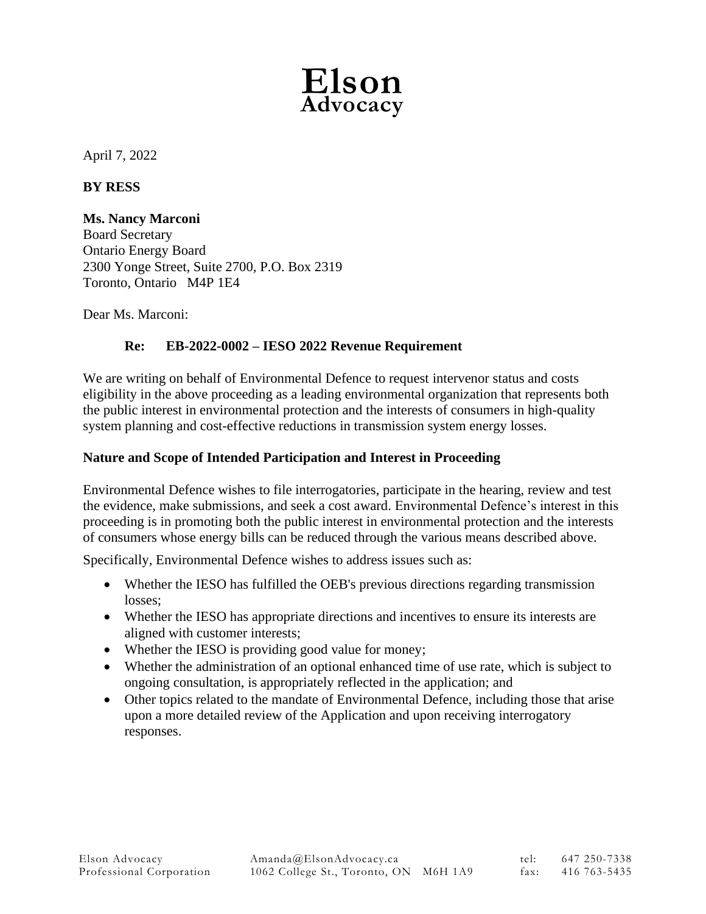# Elson
## Advocacy

April 7, 2022

**BY RESS**

**Ms. Nancy Marconi**
Board Secretary
Ontario Energy Board
2300 Yonge Street, Suite 2700, P.O. Box 2319
Toronto, Ontario M4P 1E4

Dear Ms. Marconi:

**Re: EB-2022-0002 – IESO 2022 Revenue Requirement**

We are writing on behalf of Environmental Defence to request intervenor status and costs eligibility in the above proceeding as a leading environmental organization that represents both the public interest in environmental protection and the interests of consumers in high-quality system planning and cost-effective reductions in transmission system energy losses.

**Nature and Scope of Intended Participation and Interest in Proceeding**

Environmental Defence wishes to file interrogatories, participate in the hearing, review and test the evidence, make submissions, and seek a cost award. Environmental Defence's interest in this proceeding is in promoting both the public interest in environmental protection and the interests of consumers whose energy bills can be reduced through the various means described above.

Specifically, Environmental Defence wishes to address issues such as:

- Whether the IESO has fulfilled the OEB's previous directions regarding transmission losses;
- Whether the IESO has appropriate directions and incentives to ensure its interests are aligned with customer interests;
- Whether the IESO is providing good value for money;
- Whether the administration of an optional enhanced time of use rate, which is subject to ongoing consultation, is appropriately reflected in the application; and
- Other topics related to the mandate of Environmental Defence, including those that arise upon a more detailed review of the Application and upon receiving interrogatory responses.

Elson Advocacy Professional Corporation | Amanda@ElsonAdvocacy.ca | 1062 College St., Toronto, ON M6H 1A9 | tel: 647 250-7338 | fax: 416 763-5435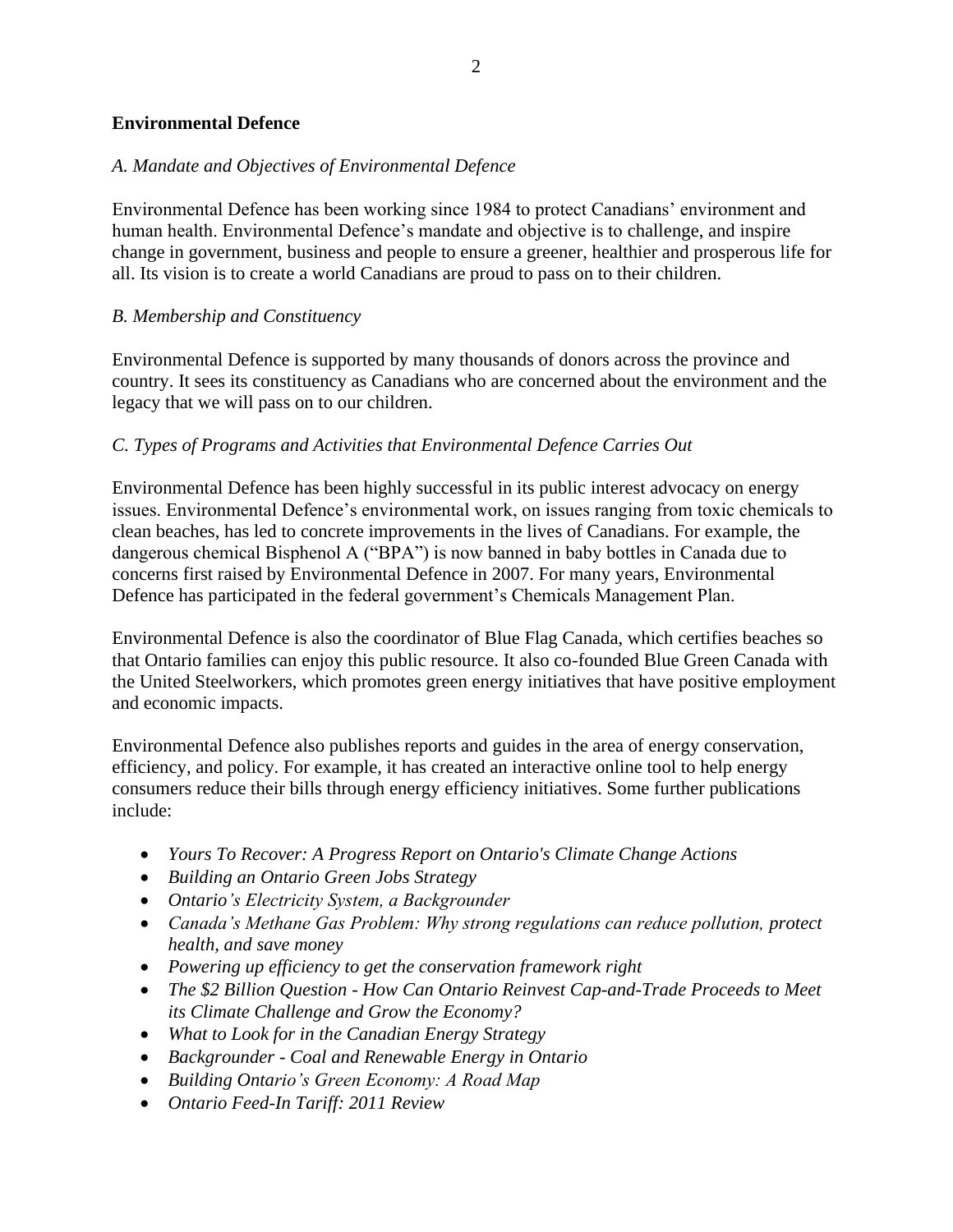**Environmental Defence**

*A. Mandate and Objectives of Environmental Defence*

Environmental Defence has been working since 1984 to protect Canadians' environment and human health. Environmental Defence's mandate and objective is to challenge, and inspire change in government, business and people to ensure a greener, healthier and prosperous life for all. Its vision is to create a world Canadians are proud to pass on to their children.

*B. Membership and Constituency*

Environmental Defence is supported by many thousands of donors across the province and country. It sees its constituency as Canadians who are concerned about the environment and the legacy that we will pass on to our children.

*C. Types of Programs and Activities that Environmental Defence Carries Out*

Environmental Defence has been highly successful in its public interest advocacy on energy issues. Environmental Defence's environmental work, on issues ranging from toxic chemicals to clean beaches, has led to concrete improvements in the lives of Canadians. For example, the dangerous chemical Bisphenol A ("BPA") is now banned in baby bottles in Canada due to concerns first raised by Environmental Defence in 2007. For many years, Environmental Defence has participated in the federal government's Chemicals Management Plan.

Environmental Defence is also the coordinator of Blue Flag Canada, which certifies beaches so that Ontario families can enjoy this public resource. It also co-founded Blue Green Canada with the United Steelworkers, which promotes green energy initiatives that have positive employment and economic impacts.

Environmental Defence also publishes reports and guides in the area of energy conservation, efficiency, and policy. For example, it has created an interactive online tool to help energy consumers reduce their bills through energy efficiency initiatives. Some further publications include:

- *Yours To Recover: A Progress Report on Ontario's Climate Change Actions*
- *Building an Ontario Green Jobs Strategy*
- *Ontario's Electricity System, a Backgrounder*
- *Canada's Methane Gas Problem: Why strong regulations can reduce pollution, protect health, and save money*
- *Powering up efficiency to get the conservation framework right*
- *The $2 Billion Question - How Can Ontario Reinvest Cap-and-Trade Proceeds to Meet its Climate Challenge and Grow the Economy?*
- *What to Look for in the Canadian Energy Strategy*
- *Backgrounder - Coal and Renewable Energy in Ontario*
- *Building Ontario's Green Economy: A Road Map*
- *Ontario Feed-In Tariff: 2011 Review*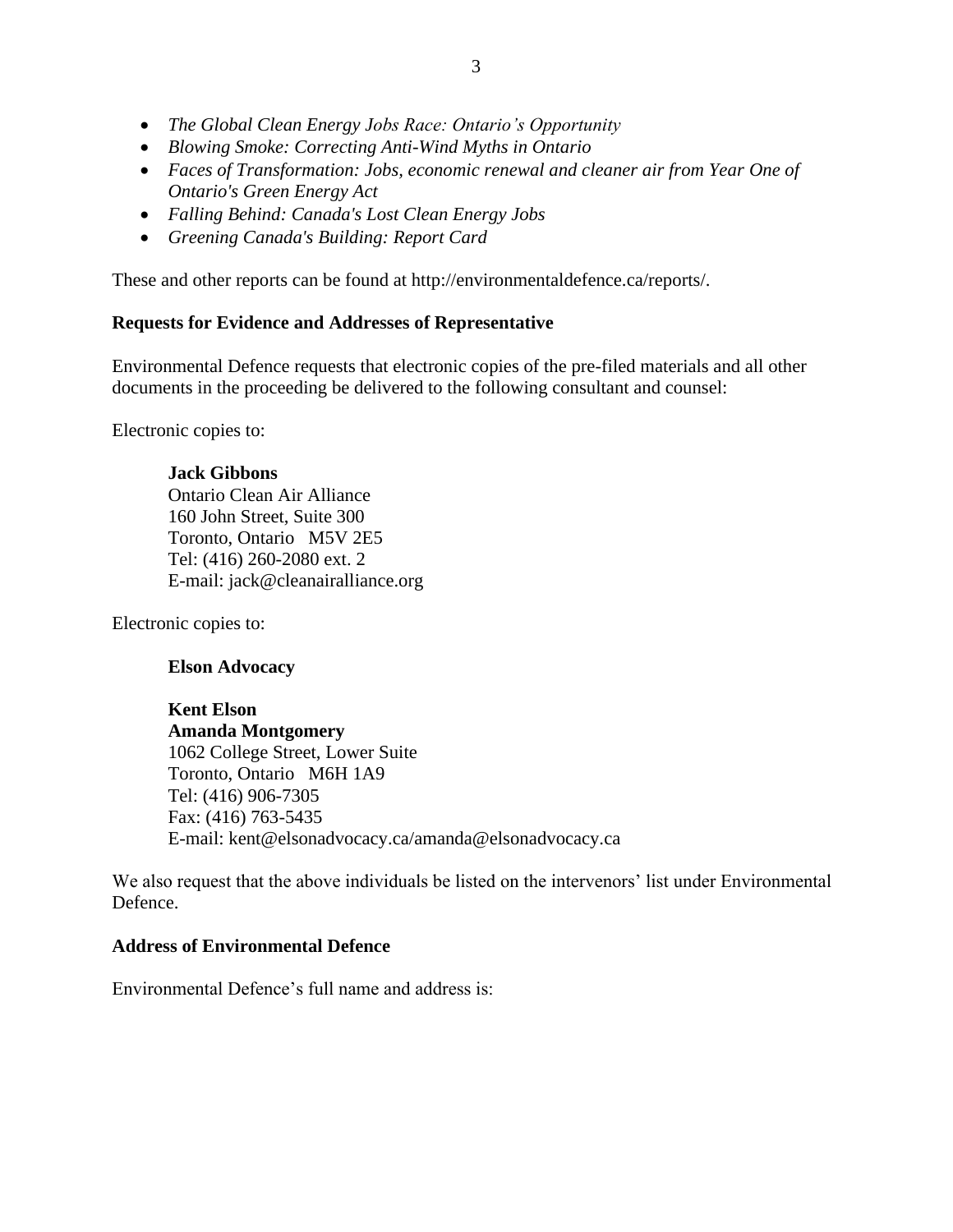- *The Global Clean Energy Jobs Race: Ontario's Opportunity*
- *Blowing Smoke: Correcting Anti-Wind Myths in Ontario*
- *Faces of Transformation: Jobs, economic renewal and cleaner air from Year One of Ontario's Green Energy Act*
- *Falling Behind: Canada's Lost Clean Energy Jobs*
- *Greening Canada's Building: Report Card*

These and other reports can be found at http://environmentaldefence.ca/reports/.

**Requests for Evidence and Addresses of Representative**

Environmental Defence requests that electronic copies of the pre-filed materials and all other documents in the proceeding be delivered to the following consultant and counsel:

Electronic copies to:

> **Jack Gibbons**
> Ontario Clean Air Alliance
> 160 John Street, Suite 300
> Toronto, Ontario M5V 2E5
> Tel: (416) 260-2080 ext. 2
> E-mail: jack@cleanairalliance.org

Electronic copies to:

> **Elson Advocacy**
>
> **Kent Elson**
> **Amanda Montgomery**
> 1062 College Street, Lower Suite
> Toronto, Ontario M6H 1A9
> Tel: (416) 906-7305
> Fax: (416) 763-5435
> E-mail: kent@elsonadvocacy.ca/amanda@elsonadvocacy.ca

We also request that the above individuals be listed on the intervenors' list under Environmental Defence.

**Address of Environmental Defence**

Environmental Defence's full name and address is: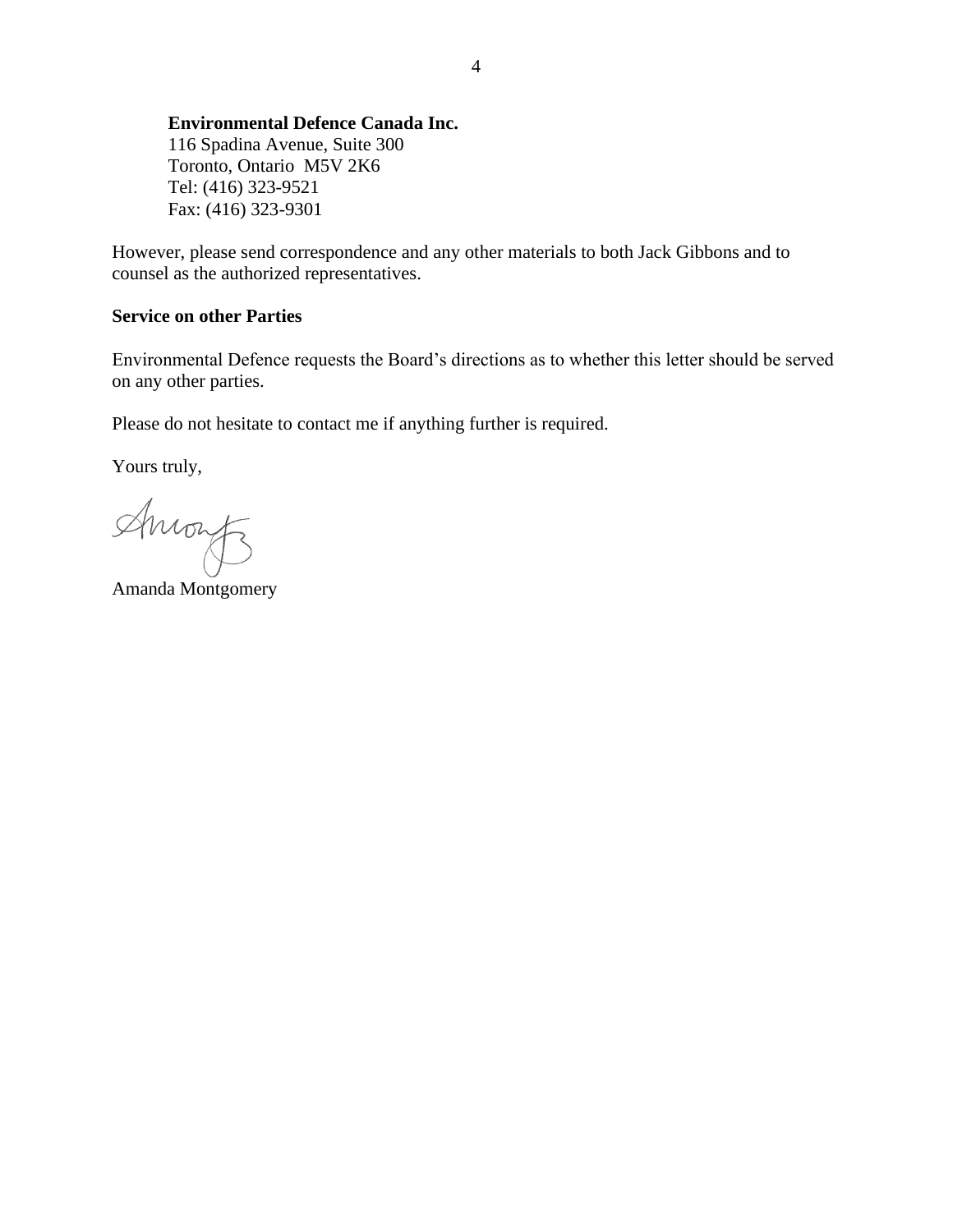**Environmental Defence Canada Inc.**
116 Spadina Avenue, Suite 300
Toronto, Ontario M5V 2K6
Tel: (416) 323-9521
Fax: (416) 323-9301

However, please send correspondence and any other materials to both Jack Gibbons and to counsel as the authorized representatives.

**Service on other Parties**

Environmental Defence requests the Board's directions as to whether this letter should be served on any other parties.

Please do not hesitate to contact me if anything further is required.

Yours truly,

Amanda Montgomery